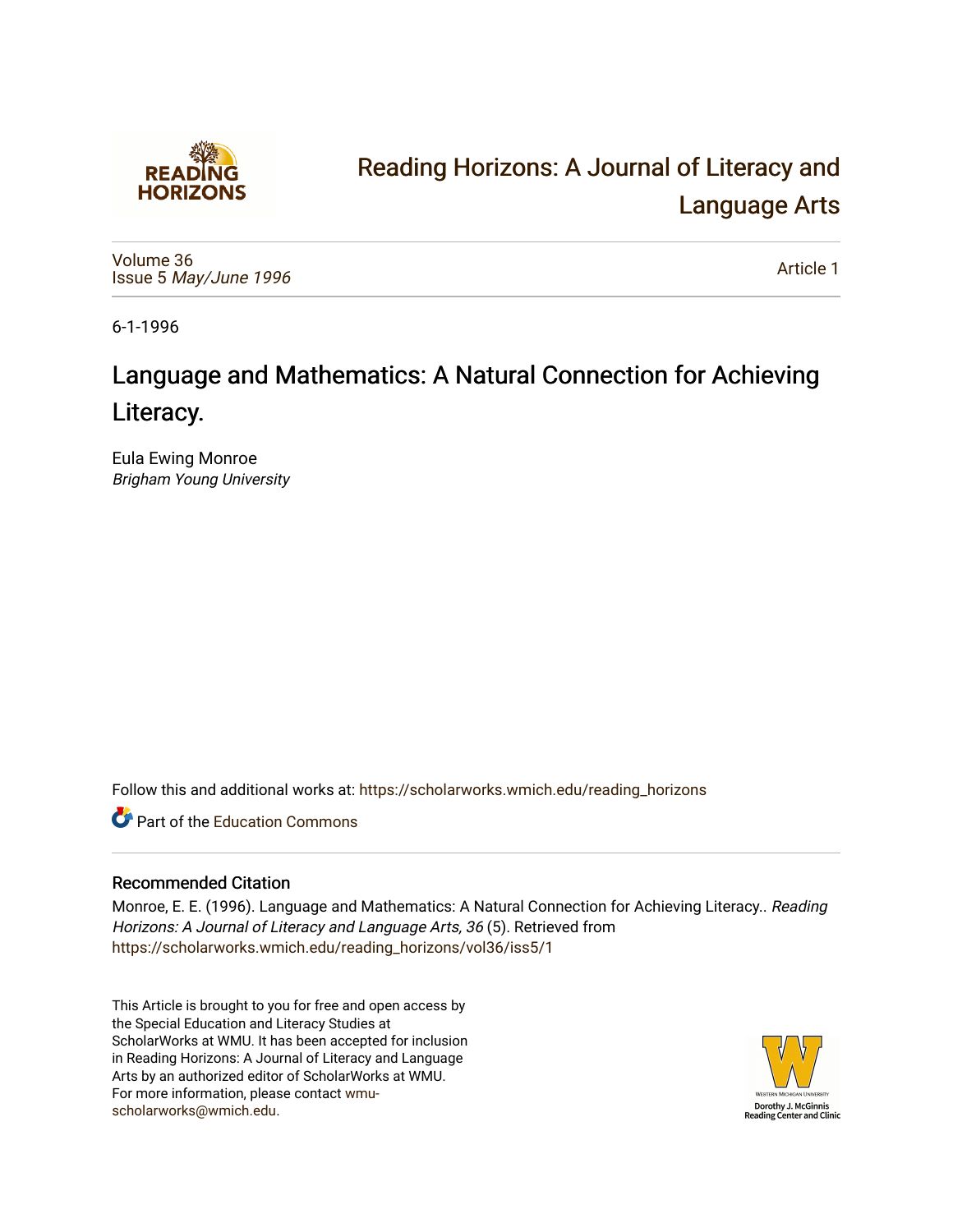# Reading Horizons: A Journal of Literacy and Language Arts

Volume 36
Issue 5 *May/June 1996*

Article 1

6-1-1996

## Language and Mathematics: A Natural Connection for Achieving Literacy.

Eula Ewing Monroe
*Brigham Young University*

Follow this and additional works at: https://scholarworks.wmich.edu/reading_horizons

Part of the Education Commons

### Recommended Citation

Monroe, E. E. (1996). Language and Mathematics: A Natural Connection for Achieving Literacy.. *Reading Horizons: A Journal of Literacy and Language Arts, 36* (5). Retrieved from https://scholarworks.wmich.edu/reading_horizons/vol36/iss5/1

This Article is brought to you for free and open access by the Special Education and Literacy Studies at ScholarWorks at WMU. It has been accepted for inclusion in Reading Horizons: A Journal of Literacy and Language Arts by an authorized editor of ScholarWorks at WMU. For more information, please contact wmu-scholarworks@wmich.edu.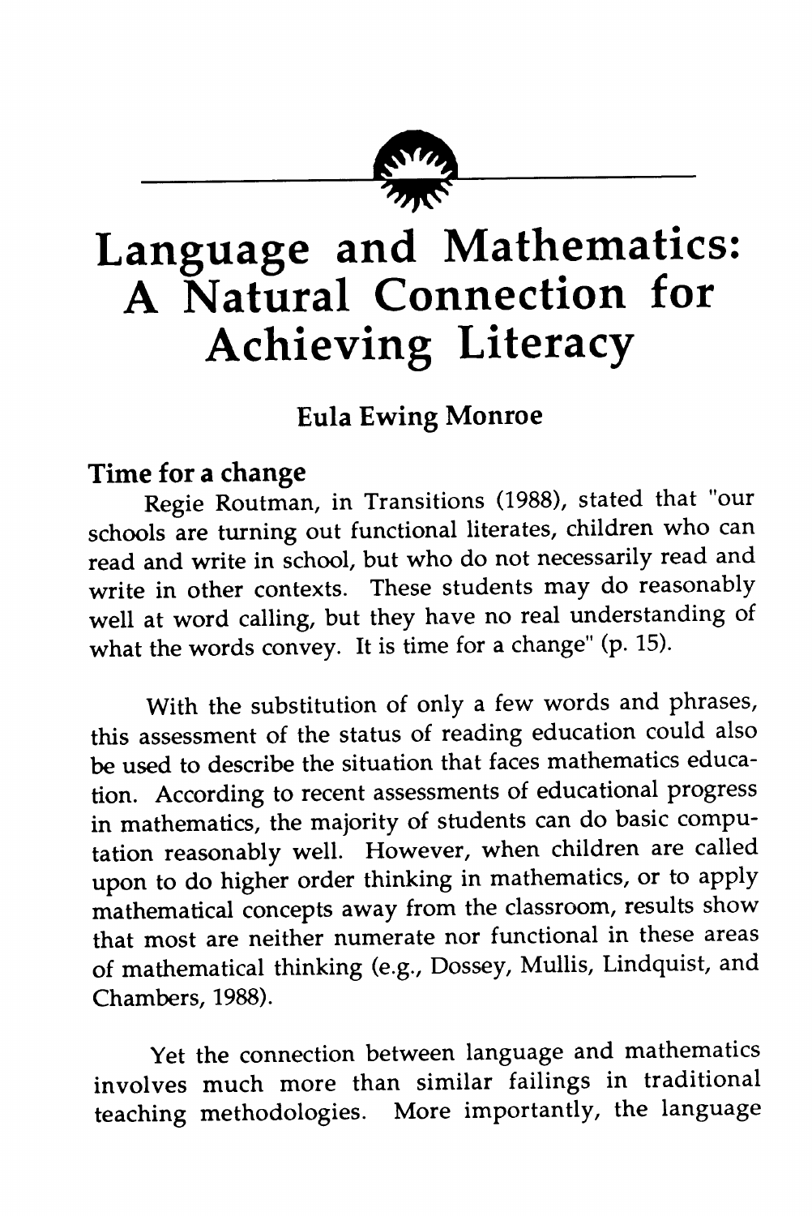# Language and Mathematics: A Natural Connection for Achieving Literacy

**Eula Ewing Monroe**

## Time for a change

Regie Routman, in Transitions (1988), stated that "our schools are turning out functional literates, children who can read and write in school, but who do not necessarily read and write in other contexts. These students may do reasonably well at word calling, but they have no real understanding of what the words convey. It is time for a change" (p. 15).

With the substitution of only a few words and phrases, this assessment of the status of reading education could also be used to describe the situation that faces mathematics education. According to recent assessments of educational progress in mathematics, the majority of students can do basic computation reasonably well. However, when children are called upon to do higher order thinking in mathematics, or to apply mathematical concepts away from the classroom, results show that most are neither numerate nor functional in these areas of mathematical thinking (e.g., Dossey, Mullis, Lindquist, and Chambers, 1988).

Yet the connection between language and mathematics involves much more than similar failings in traditional teaching methodologies. More importantly, the language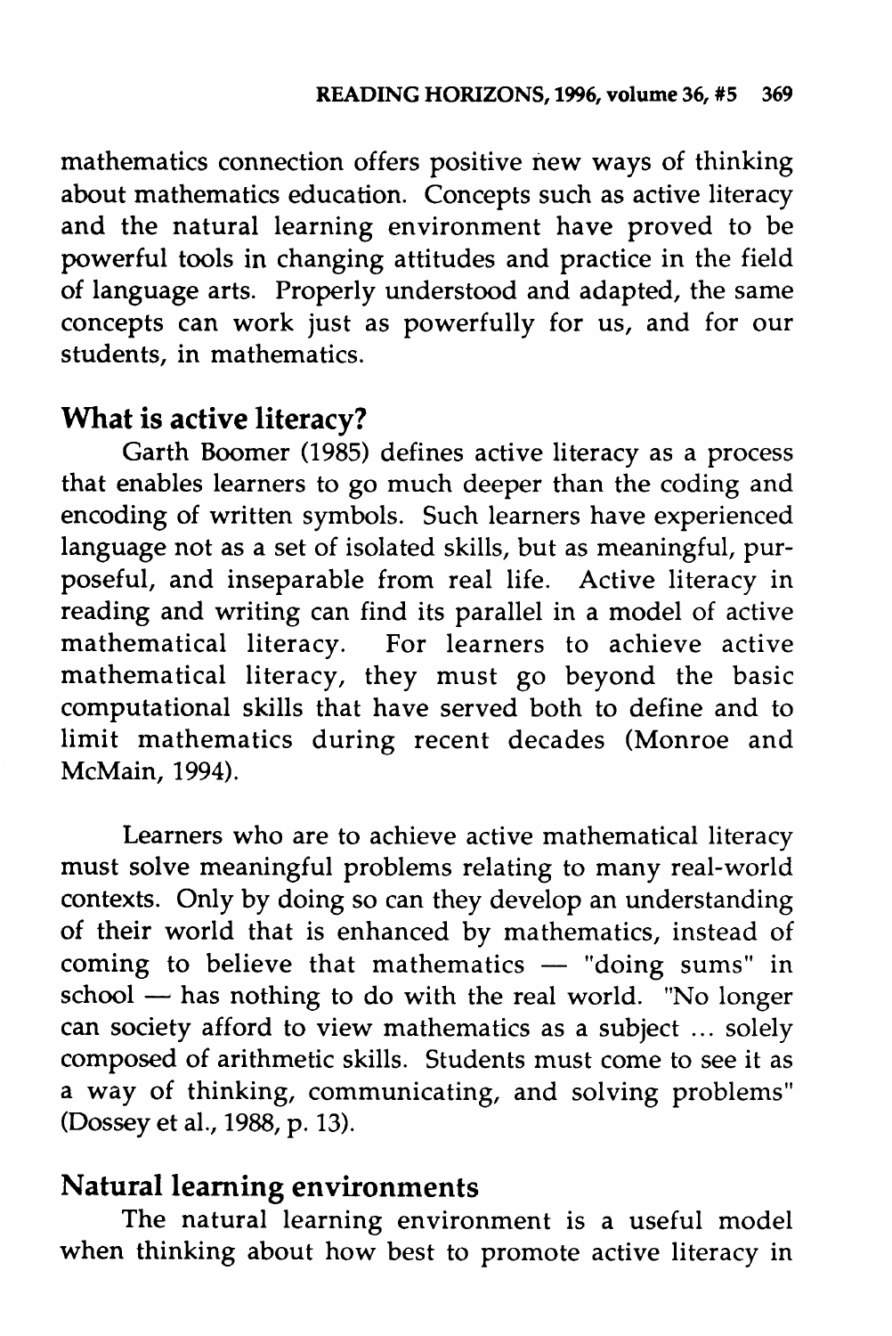mathematics connection offers positive new ways of thinking about mathematics education. Concepts such as active literacy and the natural learning environment have proved to be powerful tools in changing attitudes and practice in the field of language arts. Properly understood and adapted, the same concepts can work just as powerfully for us, and for our students, in mathematics.

## What is active literacy?

Garth Boomer (1985) defines active literacy as a process that enables learners to go much deeper than the coding and encoding of written symbols. Such learners have experienced language not as a set of isolated skills, but as meaningful, purposeful, and inseparable from real life. Active literacy in reading and writing can find its parallel in a model of active mathematical literacy. For learners to achieve active mathematical literacy, they must go beyond the basic computational skills that have served both to define and to limit mathematics during recent decades (Monroe and McMain, 1994).

Learners who are to achieve active mathematical literacy must solve meaningful problems relating to many real-world contexts. Only by doing so can they develop an understanding of their world that is enhanced by mathematics, instead of coming to believe that mathematics — "doing sums" in school — has nothing to do with the real world. "No longer can society afford to view mathematics as a subject ... solely composed of arithmetic skills. Students must come to see it as a way of thinking, communicating, and solving problems" (Dossey et al., 1988, p. 13).

## Natural learning environments

The natural learning environment is a useful model when thinking about how best to promote active literacy in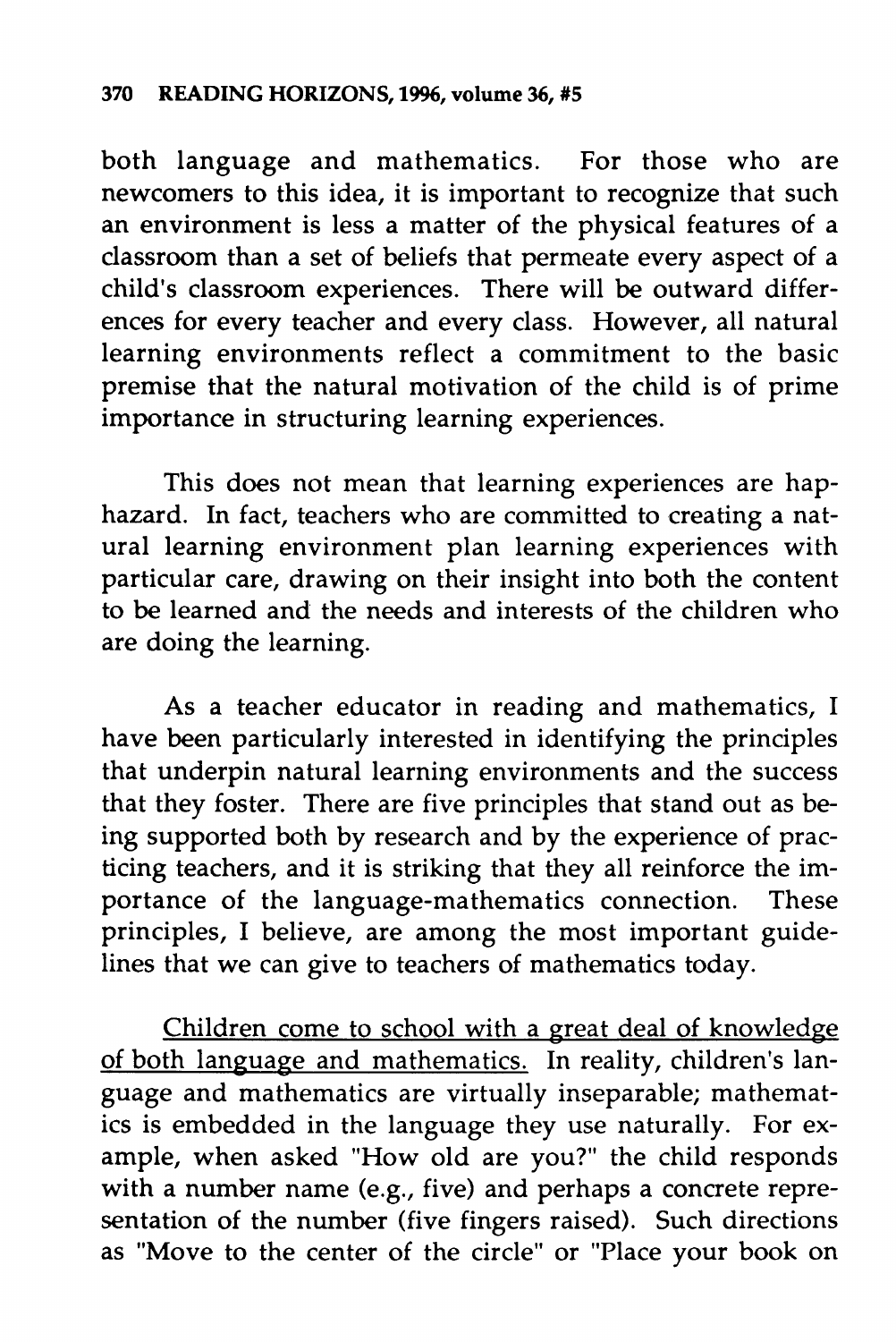both language and mathematics. For those who are newcomers to this idea, it is important to recognize that such an environment is less a matter of the physical features of a classroom than a set of beliefs that permeate every aspect of a child's classroom experiences. There will be outward differences for every teacher and every class. However, all natural learning environments reflect a commitment to the basic premise that the natural motivation of the child is of prime importance in structuring learning experiences.

This does not mean that learning experiences are haphazard. In fact, teachers who are committed to creating a natural learning environment plan learning experiences with particular care, drawing on their insight into both the content to be learned and the needs and interests of the children who are doing the learning.

As a teacher educator in reading and mathematics, I have been particularly interested in identifying the principles that underpin natural learning environments and the success that they foster. There are five principles that stand out as being supported both by research and by the experience of practicing teachers, and it is striking that they all reinforce the importance of the language-mathematics connection. These principles, I believe, are among the most important guidelines that we can give to teachers of mathematics today.

<u>Children come to school with a great deal of knowledge of both language and mathematics.</u> In reality, children's language and mathematics are virtually inseparable; mathematics is embedded in the language they use naturally. For example, when asked "How old are you?" the child responds with a number name (e.g., five) and perhaps a concrete representation of the number (five fingers raised). Such directions as "Move to the center of the circle" or "Place your book on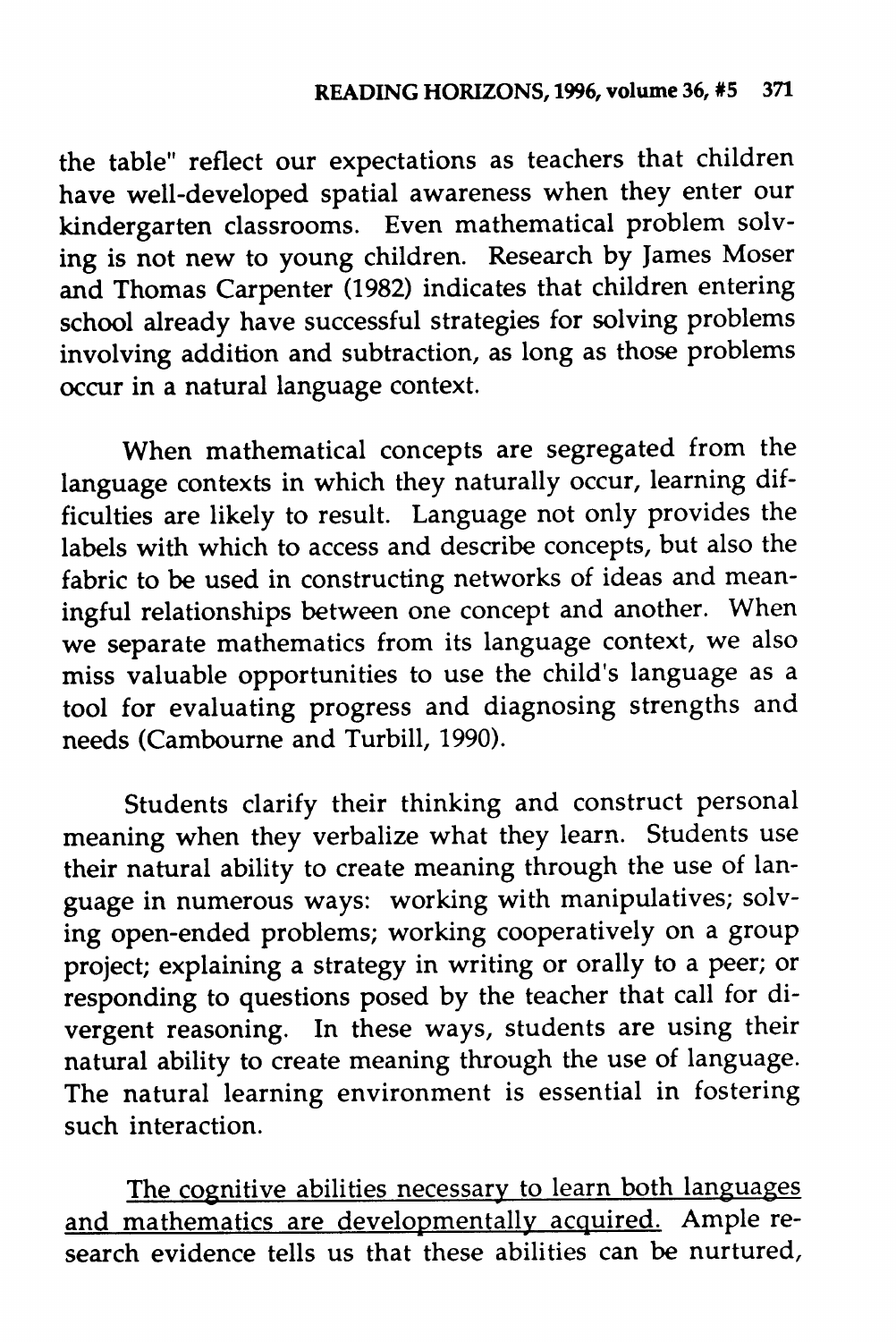the table" reflect our expectations as teachers that children have well-developed spatial awareness when they enter our kindergarten classrooms. Even mathematical problem solving is not new to young children. Research by James Moser and Thomas Carpenter (1982) indicates that children entering school already have successful strategies for solving problems involving addition and subtraction, as long as those problems occur in a natural language context.

When mathematical concepts are segregated from the language contexts in which they naturally occur, learning difficulties are likely to result. Language not only provides the labels with which to access and describe concepts, but also the fabric to be used in constructing networks of ideas and meaningful relationships between one concept and another. When we separate mathematics from its language context, we also miss valuable opportunities to use the child's language as a tool for evaluating progress and diagnosing strengths and needs (Cambourne and Turbill, 1990).

Students clarify their thinking and construct personal meaning when they verbalize what they learn. Students use their natural ability to create meaning through the use of language in numerous ways: working with manipulatives; solving open-ended problems; working cooperatively on a group project; explaining a strategy in writing or orally to a peer; or responding to questions posed by the teacher that call for divergent reasoning. In these ways, students are using their natural ability to create meaning through the use of language. The natural learning environment is essential in fostering such interaction.

<u>The cognitive abilities necessary to learn both languages and mathematics are developmentally acquired.</u> Ample research evidence tells us that these abilities can be nurtured,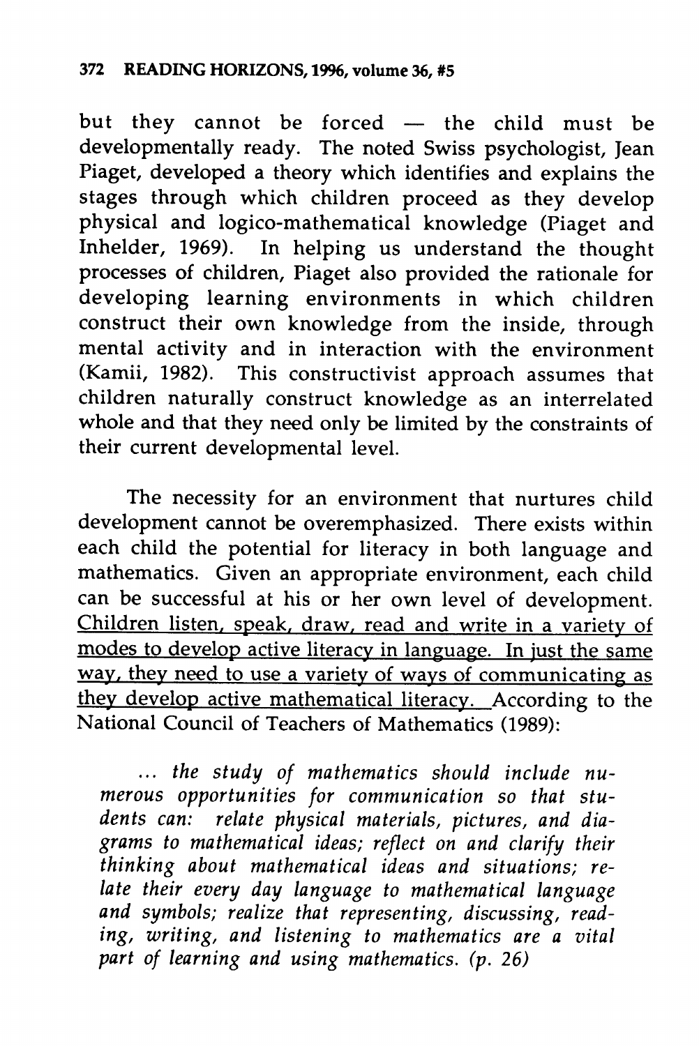but they cannot be forced — the child must be developmentally ready. The noted Swiss psychologist, Jean Piaget, developed a theory which identifies and explains the stages through which children proceed as they develop physical and logico-mathematical knowledge (Piaget and Inhelder, 1969). In helping us understand the thought processes of children, Piaget also provided the rationale for developing learning environments in which children construct their own knowledge from the inside, through mental activity and in interaction with the environment (Kamii, 1982). This constructivist approach assumes that children naturally construct knowledge as an interrelated whole and that they need only be limited by the constraints of their current developmental level.

The necessity for an environment that nurtures child development cannot be overemphasized. There exists within each child the potential for literacy in both language and mathematics. Given an appropriate environment, each child can be successful at his or her own level of development. <u>Children listen, speak, draw, read and write in a variety of modes to develop active literacy in language. In just the same way, they need to use a variety of ways of communicating as they develop active mathematical literacy.</u> According to the National Council of Teachers of Mathematics (1989):

> *... the study of mathematics should include numerous opportunities for communication so that students can: relate physical materials, pictures, and diagrams to mathematical ideas; reflect on and clarify their thinking about mathematical ideas and situations; relate their every day language to mathematical language and symbols; realize that representing, discussing, reading, writing, and listening to mathematics are a vital part of learning and using mathematics. (p. 26)*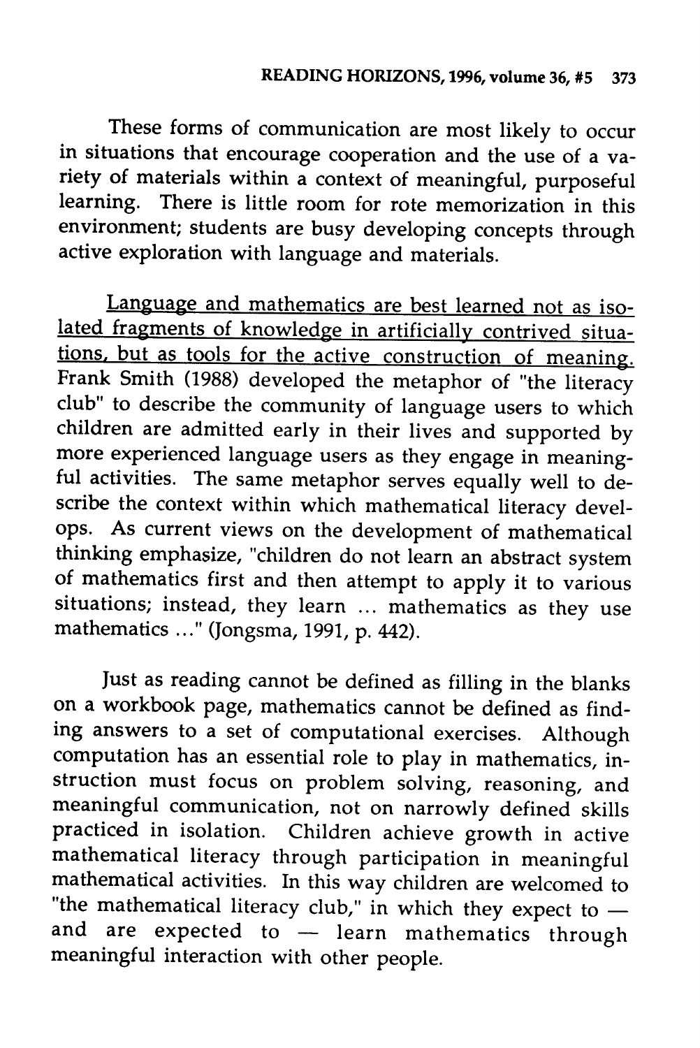These forms of communication are most likely to occur in situations that encourage cooperation and the use of a variety of materials within a context of meaningful, purposeful learning. There is little room for rote memorization in this environment; students are busy developing concepts through active exploration with language and materials.

<u>Language and mathematics are best learned not as isolated fragments of knowledge in artificially contrived situations, but as tools for the active construction of meaning.</u> Frank Smith (1988) developed the metaphor of "the literacy club" to describe the community of language users to which children are admitted early in their lives and supported by more experienced language users as they engage in meaningful activities. The same metaphor serves equally well to describe the context within which mathematical literacy develops. As current views on the development of mathematical thinking emphasize, "children do not learn an abstract system of mathematics first and then attempt to apply it to various situations; instead, they learn ... mathematics as they use mathematics ..." (Jongsma, 1991, p. 442).

Just as reading cannot be defined as filling in the blanks on a workbook page, mathematics cannot be defined as finding answers to a set of computational exercises. Although computation has an essential role to play in mathematics, instruction must focus on problem solving, reasoning, and meaningful communication, not on narrowly defined skills practiced in isolation. Children achieve growth in active mathematical literacy through participation in meaningful mathematical activities. In this way children are welcomed to "the mathematical literacy club," in which they expect to — and are expected to — learn mathematics through meaningful interaction with other people.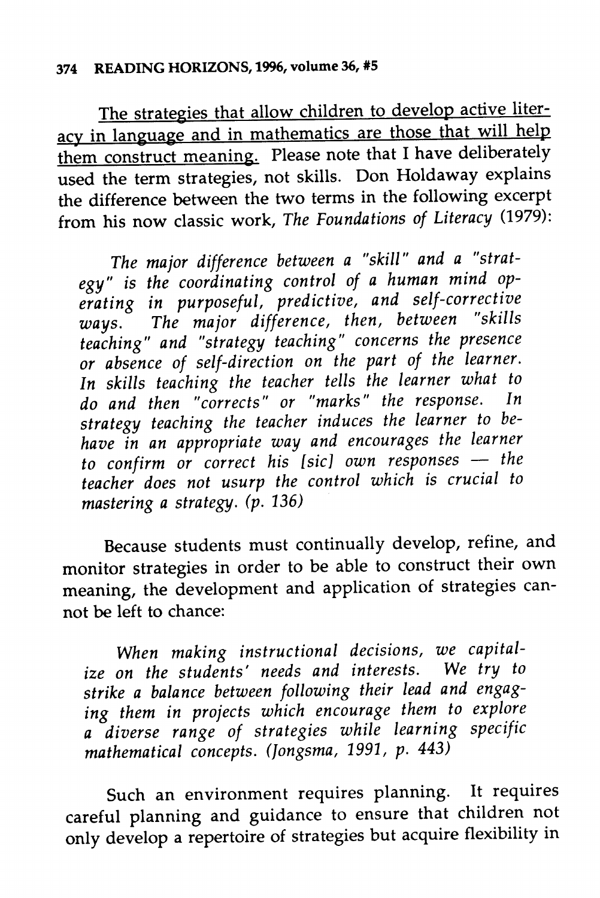The strategies that allow children to develop active literacy in language and in mathematics are those that will help them construct meaning. Please note that I have deliberately used the term strategies, not skills. Don Holdaway explains the difference between the two terms in the following excerpt from his now classic work, *The Foundations of Literacy* (1979):

> *The major difference between a "skill" and a "strategy" is the coordinating control of a human mind operating in purposeful, predictive, and self-corrective ways. The major difference, then, between "skills teaching" and "strategy teaching" concerns the presence or absence of self-direction on the part of the learner. In skills teaching the teacher tells the learner what to do and then "corrects" or "marks" the response. In strategy teaching the teacher induces the learner to behave in an appropriate way and encourages the learner to confirm or correct his [sic] own responses — the teacher does not usurp the control which is crucial to mastering a strategy. (p. 136)*

Because students must continually develop, refine, and monitor strategies in order to be able to construct their own meaning, the development and application of strategies cannot be left to chance:

> *When making instructional decisions, we capitalize on the students' needs and interests. We try to strike a balance between following their lead and engaging them in projects which encourage them to explore a diverse range of strategies while learning specific mathematical concepts. (Jongsma, 1991, p. 443)*

Such an environment requires planning. It requires careful planning and guidance to ensure that children not only develop a repertoire of strategies but acquire flexibility in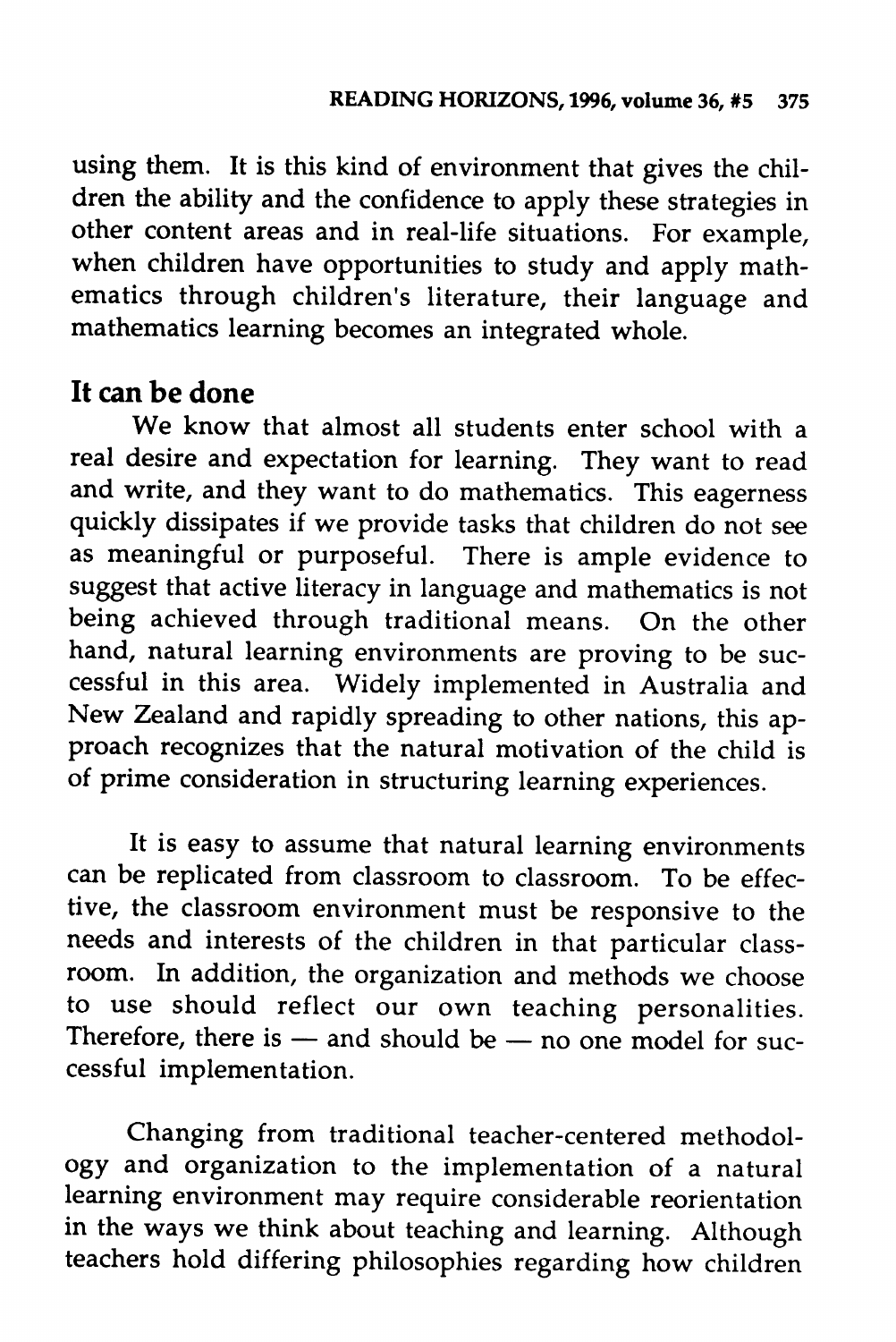using them. It is this kind of environment that gives the children the ability and the confidence to apply these strategies in other content areas and in real-life situations. For example, when children have opportunities to study and apply mathematics through children's literature, their language and mathematics learning becomes an integrated whole.

## It can be done

We know that almost all students enter school with a real desire and expectation for learning. They want to read and write, and they want to do mathematics. This eagerness quickly dissipates if we provide tasks that children do not see as meaningful or purposeful. There is ample evidence to suggest that active literacy in language and mathematics is not being achieved through traditional means. On the other hand, natural learning environments are proving to be successful in this area. Widely implemented in Australia and New Zealand and rapidly spreading to other nations, this approach recognizes that the natural motivation of the child is of prime consideration in structuring learning experiences.

It is easy to assume that natural learning environments can be replicated from classroom to classroom. To be effective, the classroom environment must be responsive to the needs and interests of the children in that particular classroom. In addition, the organization and methods we choose to use should reflect our own teaching personalities. Therefore, there is — and should be — no one model for successful implementation.

Changing from traditional teacher-centered methodology and organization to the implementation of a natural learning environment may require considerable reorientation in the ways we think about teaching and learning. Although teachers hold differing philosophies regarding how children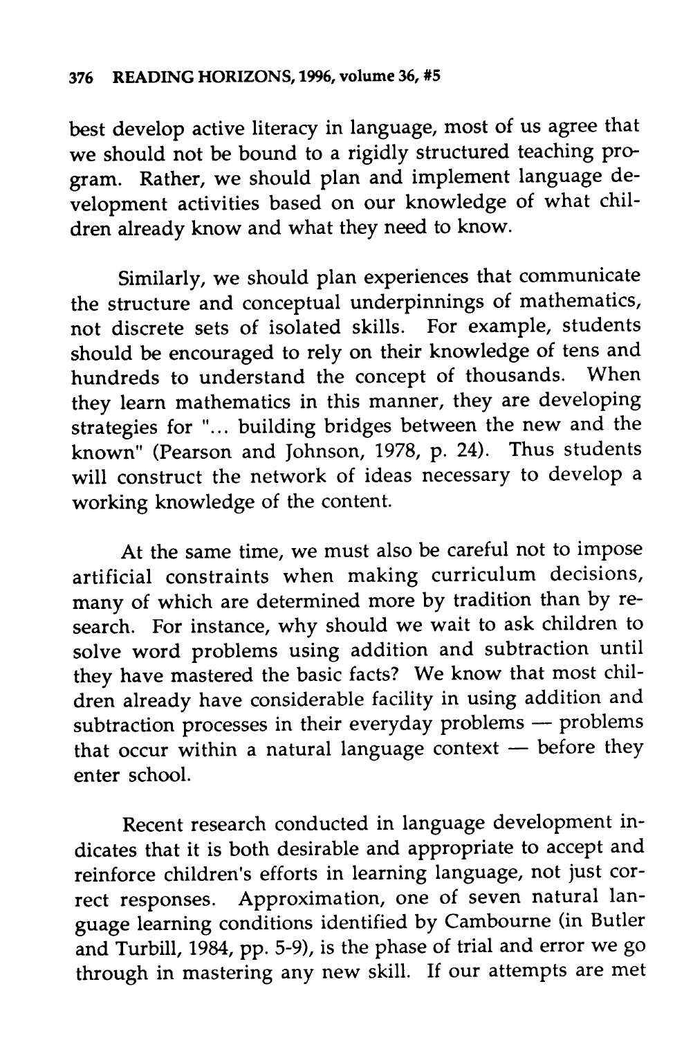best develop active literacy in language, most of us agree that we should not be bound to a rigidly structured teaching program. Rather, we should plan and implement language development activities based on our knowledge of what children already know and what they need to know.

Similarly, we should plan experiences that communicate the structure and conceptual underpinnings of mathematics, not discrete sets of isolated skills. For example, students should be encouraged to rely on their knowledge of tens and hundreds to understand the concept of thousands. When they learn mathematics in this manner, they are developing strategies for "... building bridges between the new and the known" (Pearson and Johnson, 1978, p. 24). Thus students will construct the network of ideas necessary to develop a working knowledge of the content.

At the same time, we must also be careful not to impose artificial constraints when making curriculum decisions, many of which are determined more by tradition than by research. For instance, why should we wait to ask children to solve word problems using addition and subtraction until they have mastered the basic facts? We know that most children already have considerable facility in using addition and subtraction processes in their everyday problems — problems that occur within a natural language context — before they enter school.

Recent research conducted in language development indicates that it is both desirable and appropriate to accept and reinforce children's efforts in learning language, not just correct responses. Approximation, one of seven natural language learning conditions identified by Cambourne (in Butler and Turbill, 1984, pp. 5-9), is the phase of trial and error we go through in mastering any new skill. If our attempts are met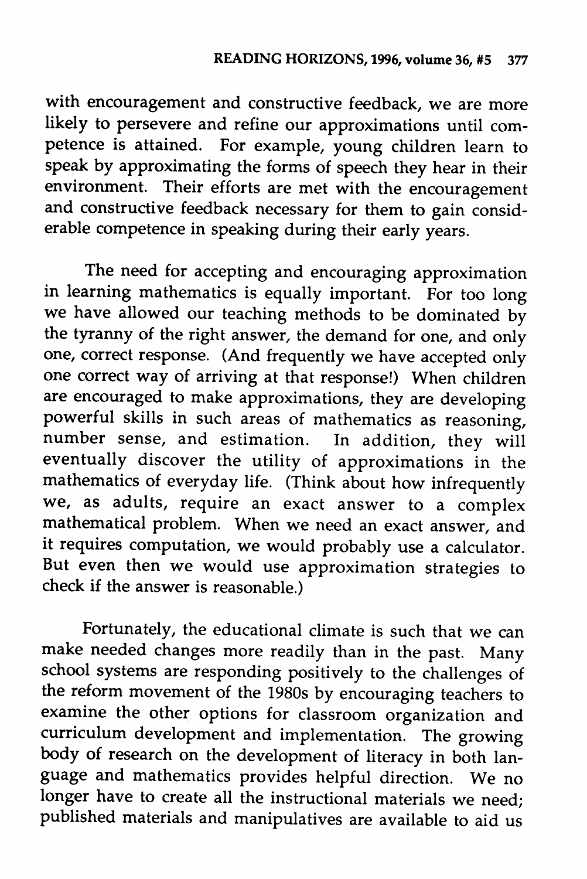with encouragement and constructive feedback, we are more likely to persevere and refine our approximations until competence is attained. For example, young children learn to speak by approximating the forms of speech they hear in their environment. Their efforts are met with the encouragement and constructive feedback necessary for them to gain considerable competence in speaking during their early years.

The need for accepting and encouraging approximation in learning mathematics is equally important. For too long we have allowed our teaching methods to be dominated by the tyranny of the right answer, the demand for one, and only one, correct response. (And frequently we have accepted only one correct way of arriving at that response!) When children are encouraged to make approximations, they are developing powerful skills in such areas of mathematics as reasoning, number sense, and estimation. In addition, they will eventually discover the utility of approximations in the mathematics of everyday life. (Think about how infrequently we, as adults, require an exact answer to a complex mathematical problem. When we need an exact answer, and it requires computation, we would probably use a calculator. But even then we would use approximation strategies to check if the answer is reasonable.)

Fortunately, the educational climate is such that we can make needed changes more readily than in the past. Many school systems are responding positively to the challenges of the reform movement of the 1980s by encouraging teachers to examine the other options for classroom organization and curriculum development and implementation. The growing body of research on the development of literacy in both language and mathematics provides helpful direction. We no longer have to create all the instructional materials we need; published materials and manipulatives are available to aid us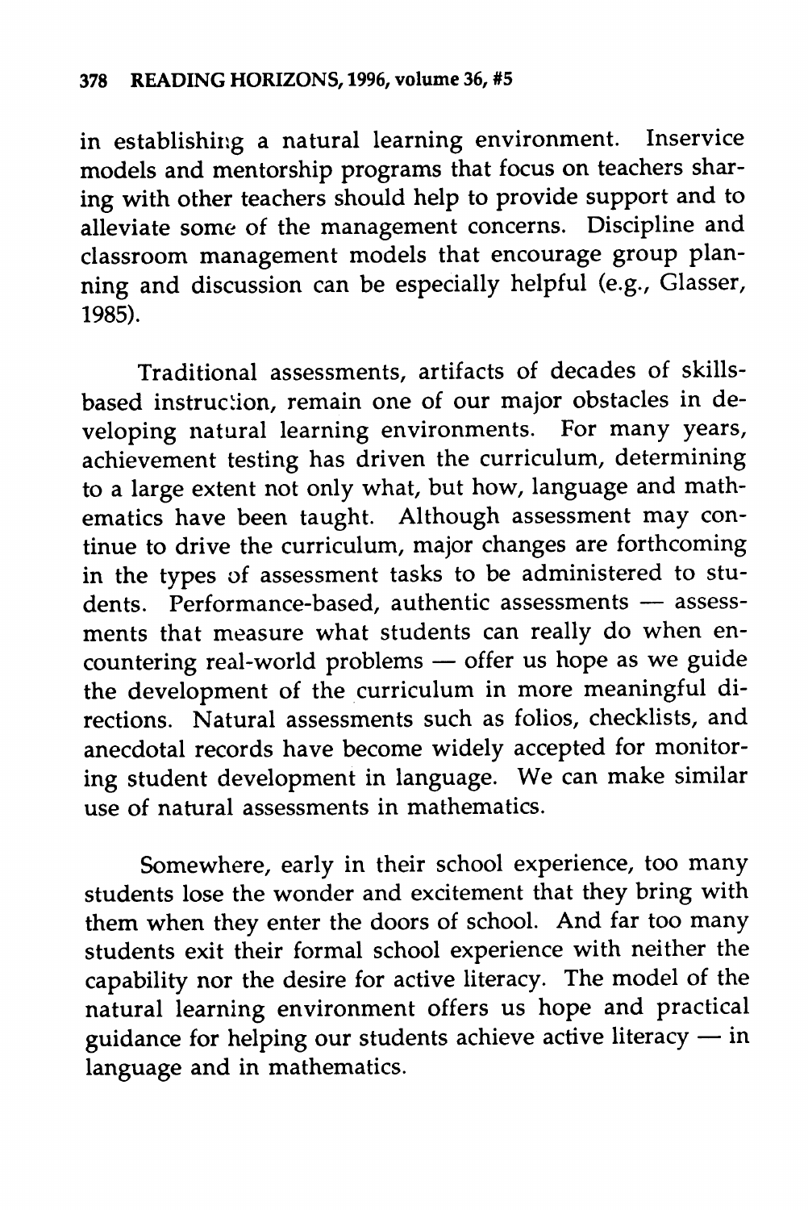in establishing a natural learning environment. Inservice models and mentorship programs that focus on teachers sharing with other teachers should help to provide support and to alleviate some of the management concerns. Discipline and classroom management models that encourage group planning and discussion can be especially helpful (e.g., Glasser, 1985).

Traditional assessments, artifacts of decades of skills-based instruction, remain one of our major obstacles in developing natural learning environments. For many years, achievement testing has driven the curriculum, determining to a large extent not only what, but how, language and mathematics have been taught. Although assessment may continue to drive the curriculum, major changes are forthcoming in the types of assessment tasks to be administered to students. Performance-based, authentic assessments — assessments that measure what students can really do when encountering real-world problems — offer us hope as we guide the development of the curriculum in more meaningful directions. Natural assessments such as folios, checklists, and anecdotal records have become widely accepted for monitoring student development in language. We can make similar use of natural assessments in mathematics.

Somewhere, early in their school experience, too many students lose the wonder and excitement that they bring with them when they enter the doors of school. And far too many students exit their formal school experience with neither the capability nor the desire for active literacy. The model of the natural learning environment offers us hope and practical guidance for helping our students achieve active literacy — in language and in mathematics.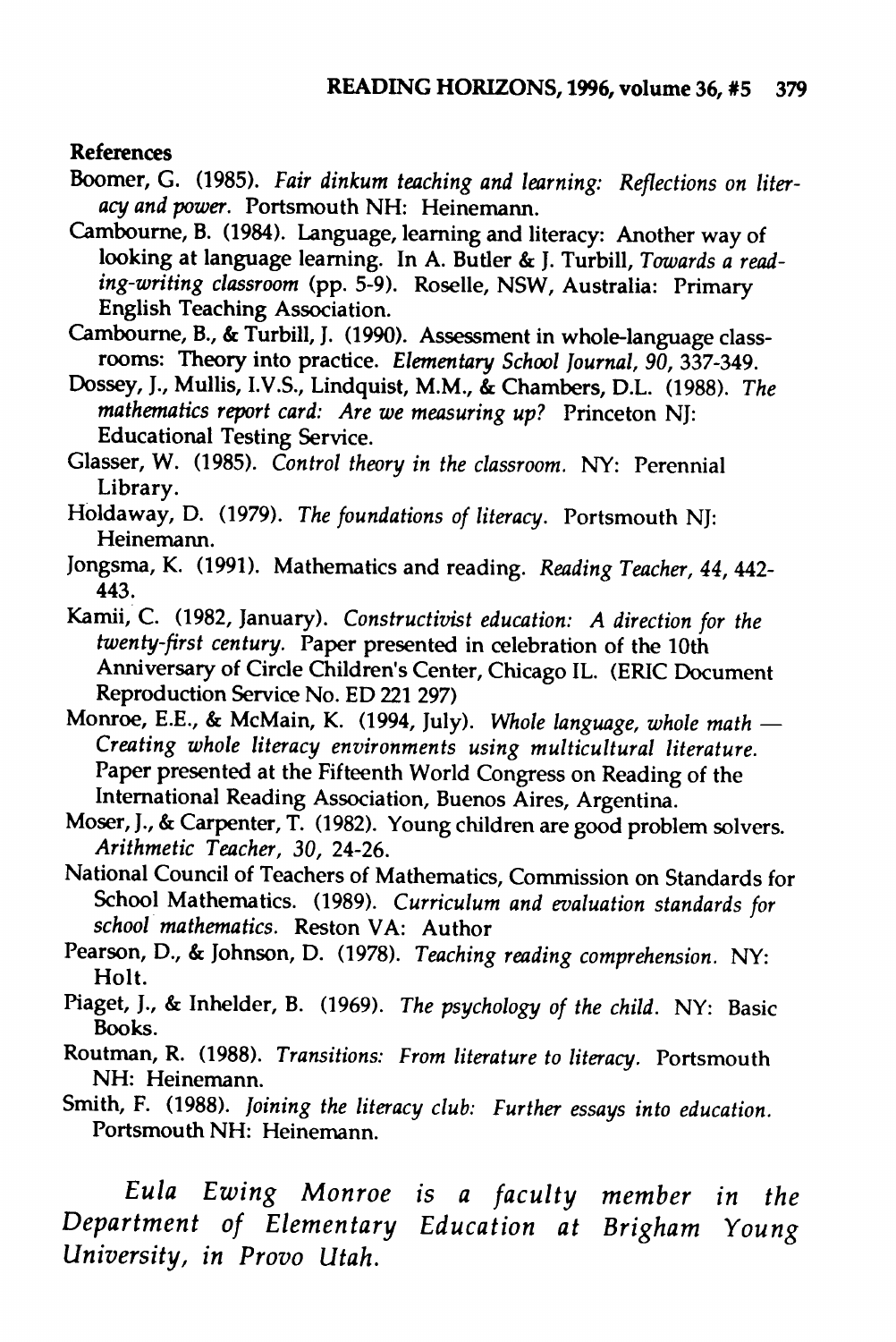**References**

Boomer, G. (1985). *Fair dinkum teaching and learning: Reflections on literacy and power.* Portsmouth NH: Heinemann.

Cambourne, B. (1984). Language, learning and literacy: Another way of looking at language learning. In A. Butler & J. Turbill, *Towards a reading-writing classroom* (pp. 5-9). Roselle, NSW, Australia: Primary English Teaching Association.

Cambourne, B., & Turbill, J. (1990). Assessment in whole-language classrooms: Theory into practice. *Elementary School Journal, 90,* 337-349.

Dossey, J., Mullis, I.V.S., Lindquist, M.M., & Chambers, D.L. (1988). *The mathematics report card: Are we measuring up?* Princeton NJ: Educational Testing Service.

Glasser, W. (1985). *Control theory in the classroom.* NY: Perennial Library.

Holdaway, D. (1979). *The foundations of literacy.* Portsmouth NJ: Heinemann.

Jongsma, K. (1991). Mathematics and reading. *Reading Teacher, 44,* 442-443.

Kamii, C. (1982, January). *Constructivist education: A direction for the twenty-first century.* Paper presented in celebration of the 10th Anniversary of Circle Children's Center, Chicago IL. (ERIC Document Reproduction Service No. ED 221 297)

Monroe, E.E., & McMain, K. (1994, July). *Whole language, whole math — Creating whole literacy environments using multicultural literature.* Paper presented at the Fifteenth World Congress on Reading of the International Reading Association, Buenos Aires, Argentina.

Moser, J., & Carpenter, T. (1982). Young children are good problem solvers. *Arithmetic Teacher, 30,* 24-26.

National Council of Teachers of Mathematics, Commission on Standards for School Mathematics. (1989). *Curriculum and evaluation standards for school mathematics.* Reston VA: Author

Pearson, D., & Johnson, D. (1978). *Teaching reading comprehension.* NY: Holt.

Piaget, J., & Inhelder, B. (1969). *The psychology of the child.* NY: Basic Books.

Routman, R. (1988). *Transitions: From literature to literacy.* Portsmouth NH: Heinemann.

Smith, F. (1988). *Joining the literacy club: Further essays into education.* Portsmouth NH: Heinemann.

*Eula Ewing Monroe is a faculty member in the Department of Elementary Education at Brigham Young University, in Provo Utah.*